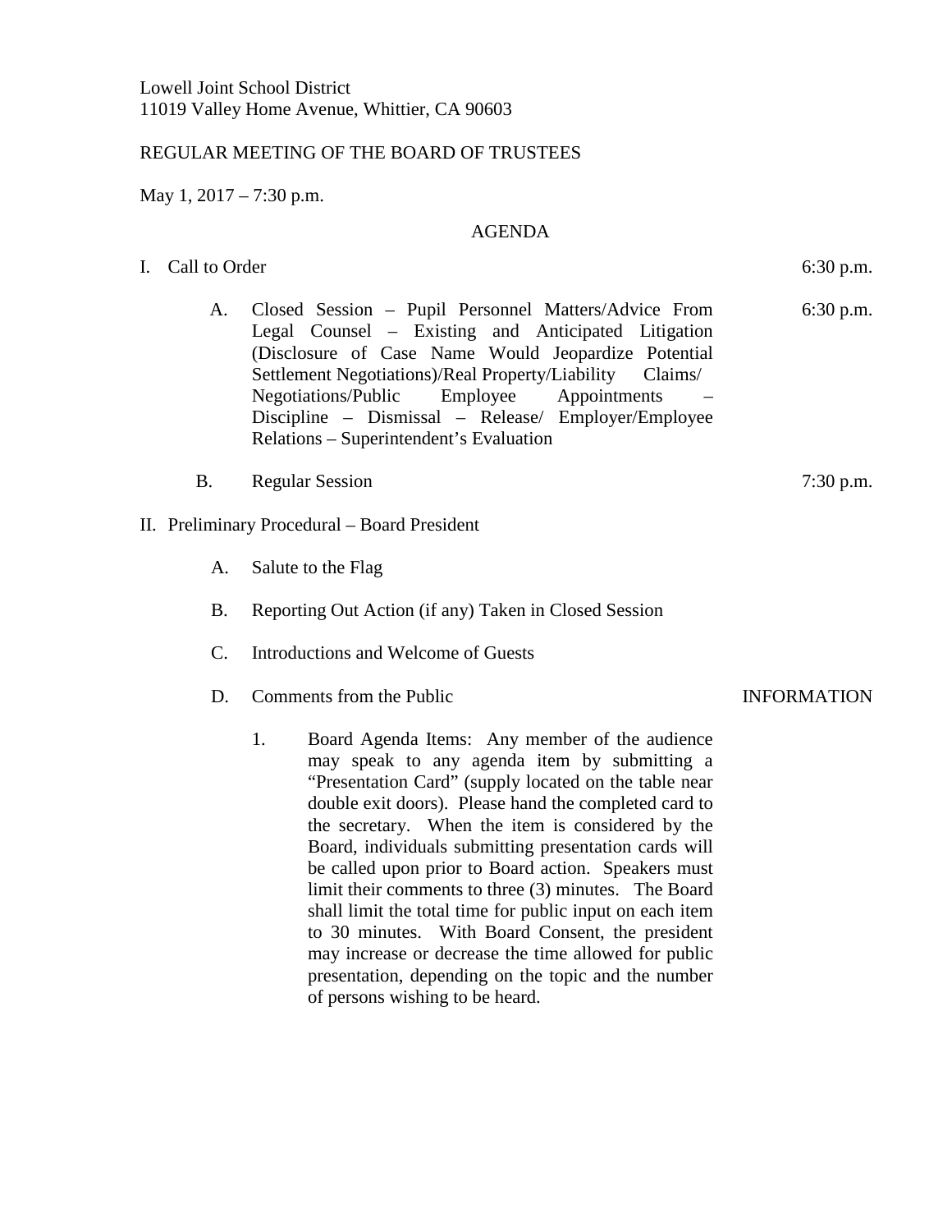Lowell Joint School District
11019 Valley Home Avenue, Whittier, CA 90603

REGULAR MEETING OF THE BOARD OF TRUSTEES

May 1, 2017 – 7:30 p.m.

AGENDA

I. Call to Order — 6:30 p.m.

A. Closed Session – Pupil Personnel Matters/Advice From Legal Counsel – Existing and Anticipated Litigation (Disclosure of Case Name Would Jeopardize Potential Settlement Negotiations)/Real Property/Liability Claims/ Negotiations/Public Employee Appointments – Discipline – Dismissal – Release/ Employer/Employee Relations – Superintendent's Evaluation — 6:30 p.m.

B. Regular Session — 7:30 p.m.

II. Preliminary Procedural – Board President

A. Salute to the Flag

B. Reporting Out Action (if any) Taken in Closed Session

C. Introductions and Welcome of Guests

D. Comments from the Public — INFORMATION

1. Board Agenda Items: Any member of the audience may speak to any agenda item by submitting a "Presentation Card" (supply located on the table near double exit doors). Please hand the completed card to the secretary. When the item is considered by the Board, individuals submitting presentation cards will be called upon prior to Board action. Speakers must limit their comments to three (3) minutes. The Board shall limit the total time for public input on each item to 30 minutes. With Board Consent, the president may increase or decrease the time allowed for public presentation, depending on the topic and the number of persons wishing to be heard.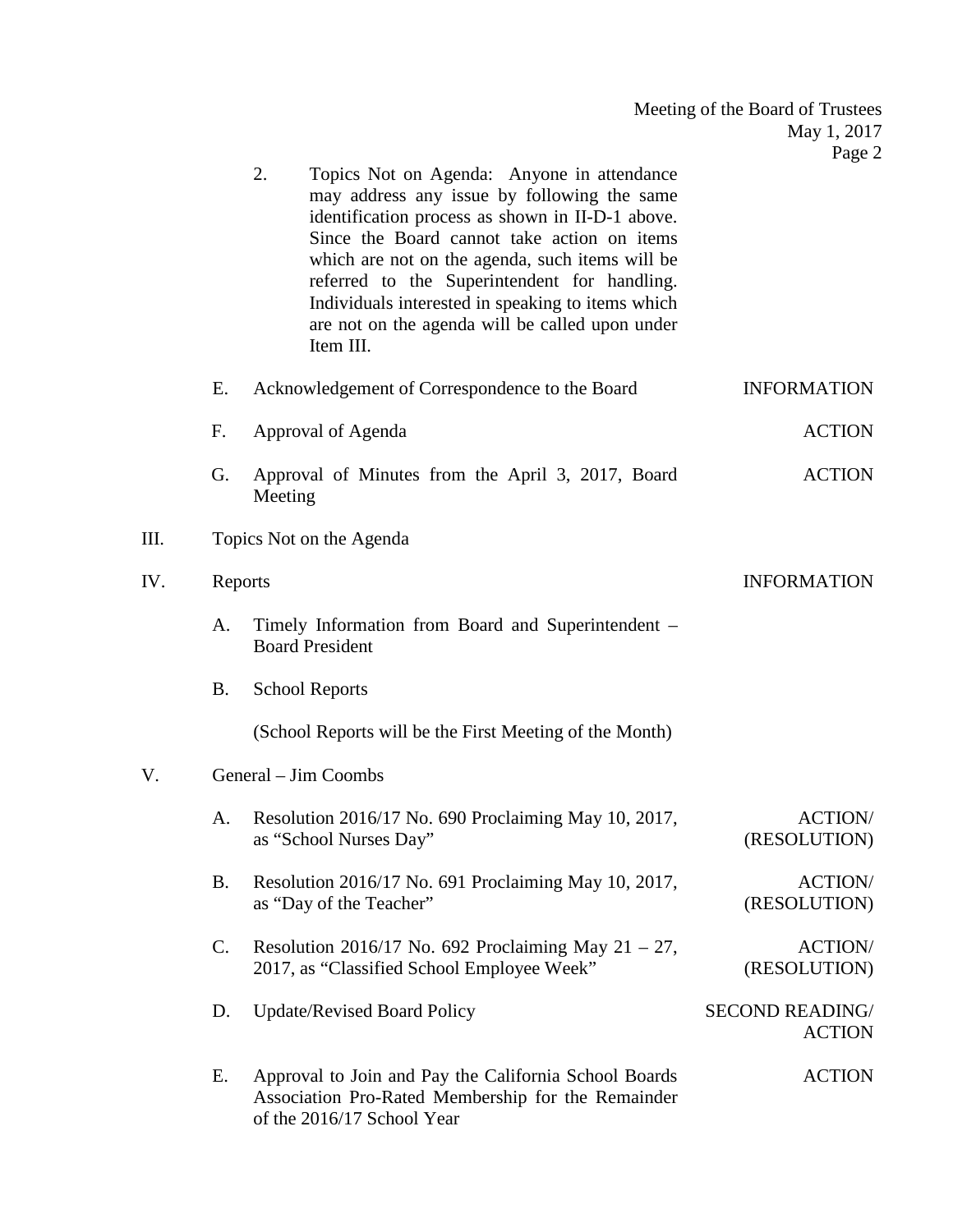2. Topics Not on Agenda: Anyone in attendance may address any issue by following the same identification process as shown in II-D-1 above. Since the Board cannot take action on items which are not on the agenda, such items will be referred to the Superintendent for handling. Individuals interested in speaking to items which are not on the agenda will be called upon under Item III.

E. Acknowledgement of Correspondence to the Board — INFORMATION

F. Approval of Agenda — ACTION

G. Approval of Minutes from the April 3, 2017, Board Meeting — ACTION

III. Topics Not on the Agenda

IV. Reports — INFORMATION

A. Timely Information from Board and Superintendent – Board President

B. School Reports

(School Reports will be the First Meeting of the Month)

V. General – Jim Coombs

A. Resolution 2016/17 No. 690 Proclaiming May 10, 2017, as "School Nurses Day" — ACTION/ (RESOLUTION)

B. Resolution 2016/17 No. 691 Proclaiming May 10, 2017, as "Day of the Teacher" — ACTION/ (RESOLUTION)

C. Resolution 2016/17 No. 692 Proclaiming May 21 – 27, 2017, as "Classified School Employee Week" — ACTION/ (RESOLUTION)

D. Update/Revised Board Policy — SECOND READING/ ACTION

E. Approval to Join and Pay the California School Boards Association Pro-Rated Membership for the Remainder of the 2016/17 School Year — ACTION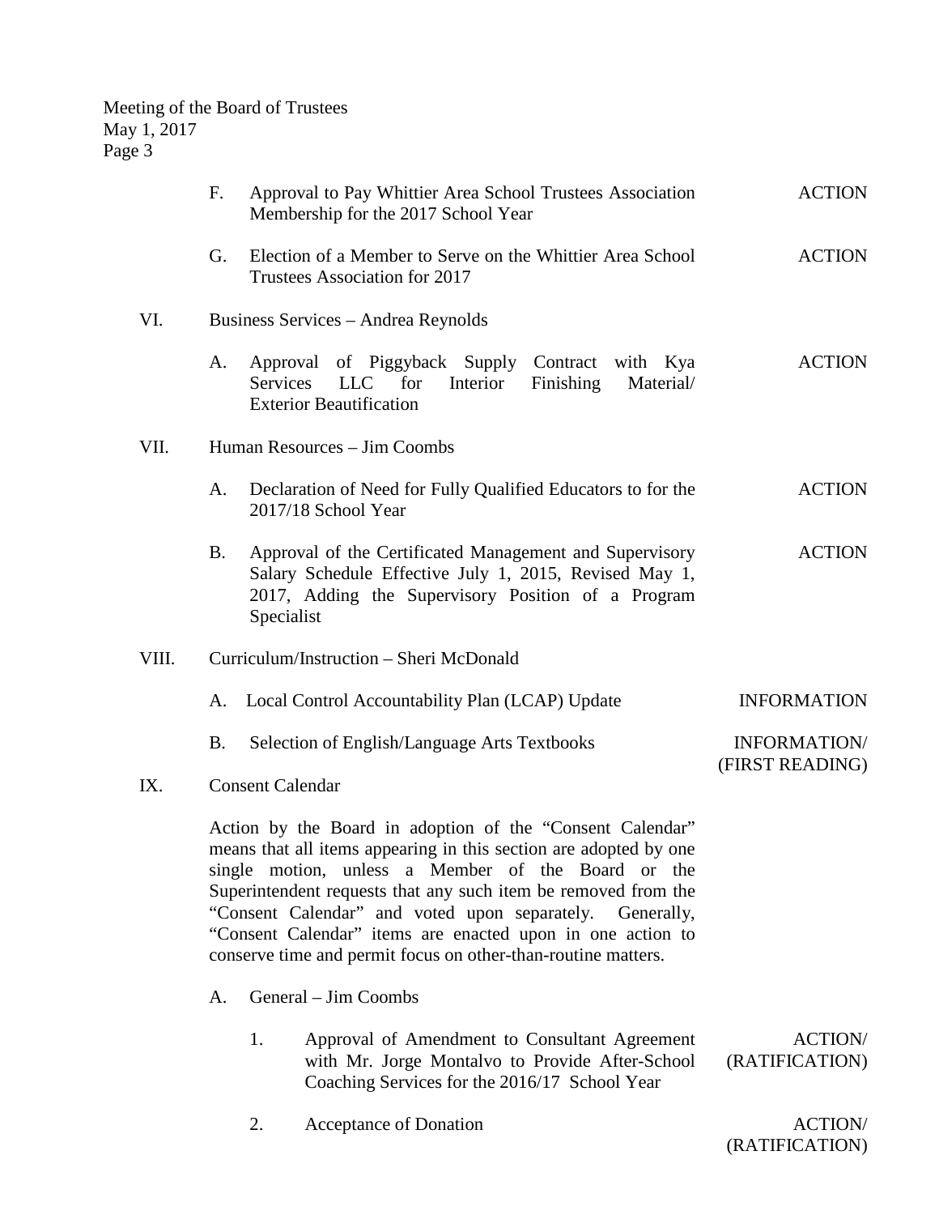F. Approval to Pay Whittier Area School Trustees Association Membership for the 2017 School Year — ACTION

G. Election of a Member to Serve on the Whittier Area School Trustees Association for 2017 — ACTION

VI. Business Services – Andrea Reynolds

A. Approval of Piggyback Supply Contract with Kya Services LLC for Interior Finishing Material/ Exterior Beautification — ACTION

VII. Human Resources – Jim Coombs

A. Declaration of Need for Fully Qualified Educators to for the 2017/18 School Year — ACTION

B. Approval of the Certificated Management and Supervisory Salary Schedule Effective July 1, 2015, Revised May 1, 2017, Adding the Supervisory Position of a Program Specialist — ACTION

VIII. Curriculum/Instruction – Sheri McDonald

A. Local Control Accountability Plan (LCAP) Update — INFORMATION

B. Selection of English/Language Arts Textbooks — INFORMATION/ (FIRST READING)

IX. Consent Calendar

Action by the Board in adoption of the "Consent Calendar" means that all items appearing in this section are adopted by one single motion, unless a Member of the Board or the Superintendent requests that any such item be removed from the "Consent Calendar" and voted upon separately. Generally, "Consent Calendar" items are enacted upon in one action to conserve time and permit focus on other-than-routine matters.

A. General – Jim Coombs

1. Approval of Amendment to Consultant Agreement with Mr. Jorge Montalvo to Provide After-School Coaching Services for the 2016/17 School Year — ACTION/ (RATIFICATION)

2. Acceptance of Donation — ACTION/ (RATIFICATION)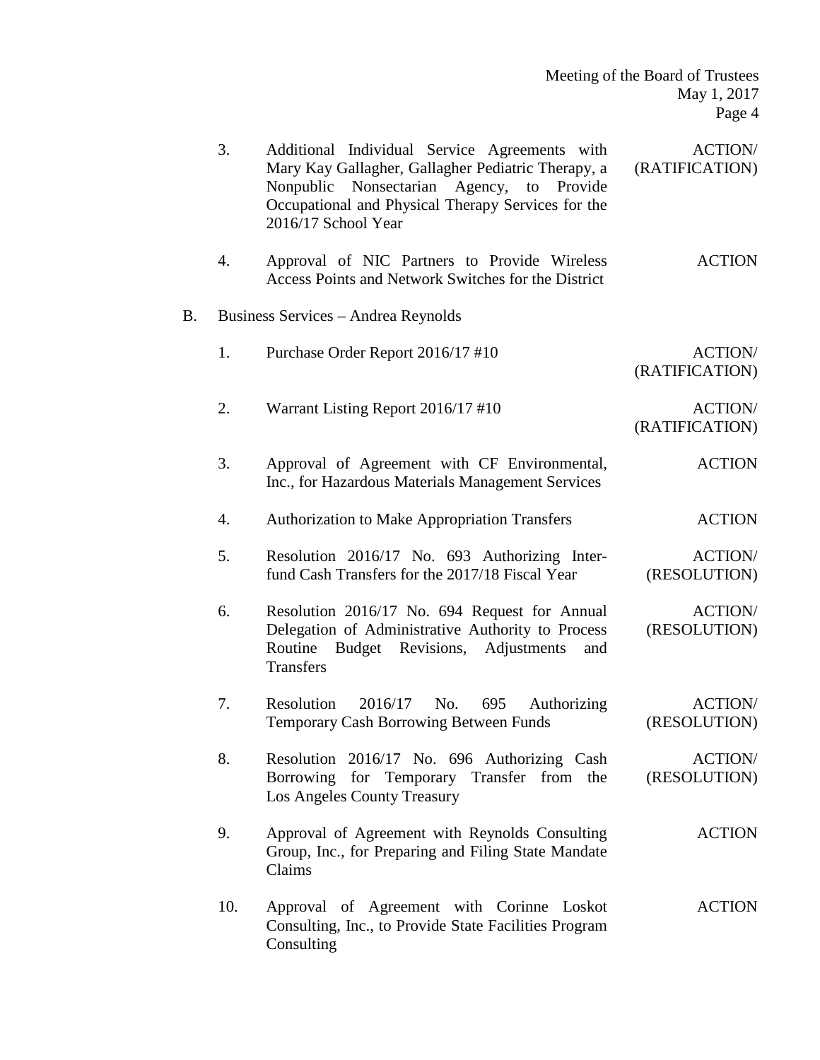3. Additional Individual Service Agreements with Mary Kay Gallagher, Gallagher Pediatric Therapy, a Nonpublic Nonsectarian Agency, to Provide Occupational and Physical Therapy Services for the 2016/17 School Year — ACTION/ (RATIFICATION)

4. Approval of NIC Partners to Provide Wireless Access Points and Network Switches for the District — ACTION

B. Business Services – Andrea Reynolds

1. Purchase Order Report 2016/17 #10 — ACTION/ (RATIFICATION)

2. Warrant Listing Report 2016/17 #10 — ACTION/ (RATIFICATION)

3. Approval of Agreement with CF Environmental, Inc., for Hazardous Materials Management Services — ACTION

4. Authorization to Make Appropriation Transfers — ACTION

5. Resolution 2016/17 No. 693 Authorizing Inter-fund Cash Transfers for the 2017/18 Fiscal Year — ACTION/ (RESOLUTION)

6. Resolution 2016/17 No. 694 Request for Annual Delegation of Administrative Authority to Process Routine Budget Revisions, Adjustments and Transfers — ACTION/ (RESOLUTION)

7. Resolution 2016/17 No. 695 Authorizing Temporary Cash Borrowing Between Funds — ACTION/ (RESOLUTION)

8. Resolution 2016/17 No. 696 Authorizing Cash Borrowing for Temporary Transfer from the Los Angeles County Treasury — ACTION/ (RESOLUTION)

9. Approval of Agreement with Reynolds Consulting Group, Inc., for Preparing and Filing State Mandate Claims — ACTION

10. Approval of Agreement with Corinne Loskot Consulting, Inc., to Provide State Facilities Program Consulting — ACTION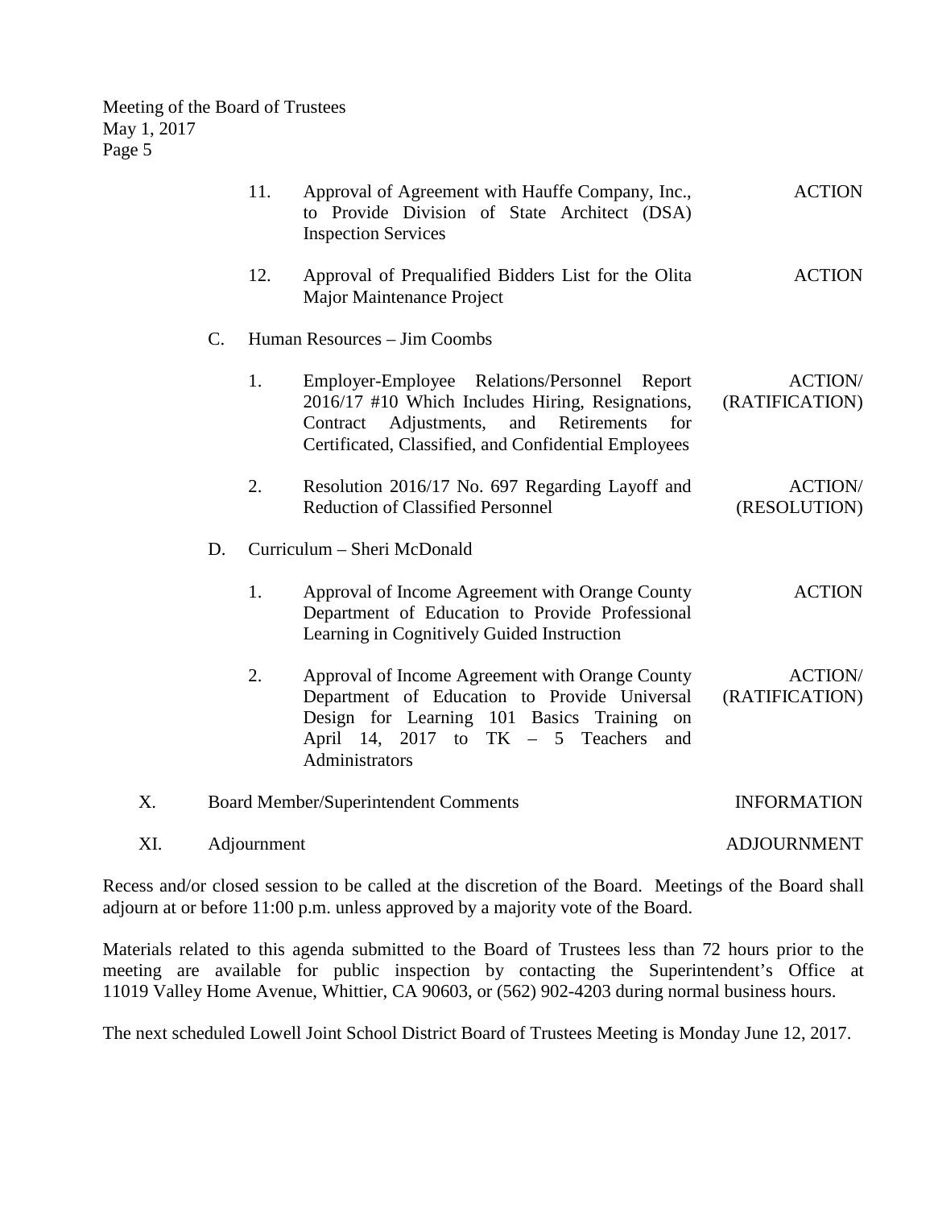11. Approval of Agreement with Hauffe Company, Inc., to Provide Division of State Architect (DSA) Inspection Services — ACTION

12. Approval of Prequalified Bidders List for the Olita Major Maintenance Project — ACTION

C. Human Resources – Jim Coombs

1. Employer-Employee Relations/Personnel Report 2016/17 #10 Which Includes Hiring, Resignations, Contract Adjustments, and Retirements for Certificated, Classified, and Confidential Employees — ACTION/ (RATIFICATION)

2. Resolution 2016/17 No. 697 Regarding Layoff and Reduction of Classified Personnel — ACTION/ (RESOLUTION)

D. Curriculum – Sheri McDonald

1. Approval of Income Agreement with Orange County Department of Education to Provide Professional Learning in Cognitively Guided Instruction — ACTION

2. Approval of Income Agreement with Orange County Department of Education to Provide Universal Design for Learning 101 Basics Training on April 14, 2017 to TK – 5 Teachers and Administrators — ACTION/ (RATIFICATION)

X. Board Member/Superintendent Comments — INFORMATION

XI. Adjournment — ADJOURNMENT

Recess and/or closed session to be called at the discretion of the Board. Meetings of the Board shall adjourn at or before 11:00 p.m. unless approved by a majority vote of the Board.

Materials related to this agenda submitted to the Board of Trustees less than 72 hours prior to the meeting are available for public inspection by contacting the Superintendent's Office at 11019 Valley Home Avenue, Whittier, CA 90603, or (562) 902-4203 during normal business hours.

The next scheduled Lowell Joint School District Board of Trustees Meeting is Monday June 12, 2017.